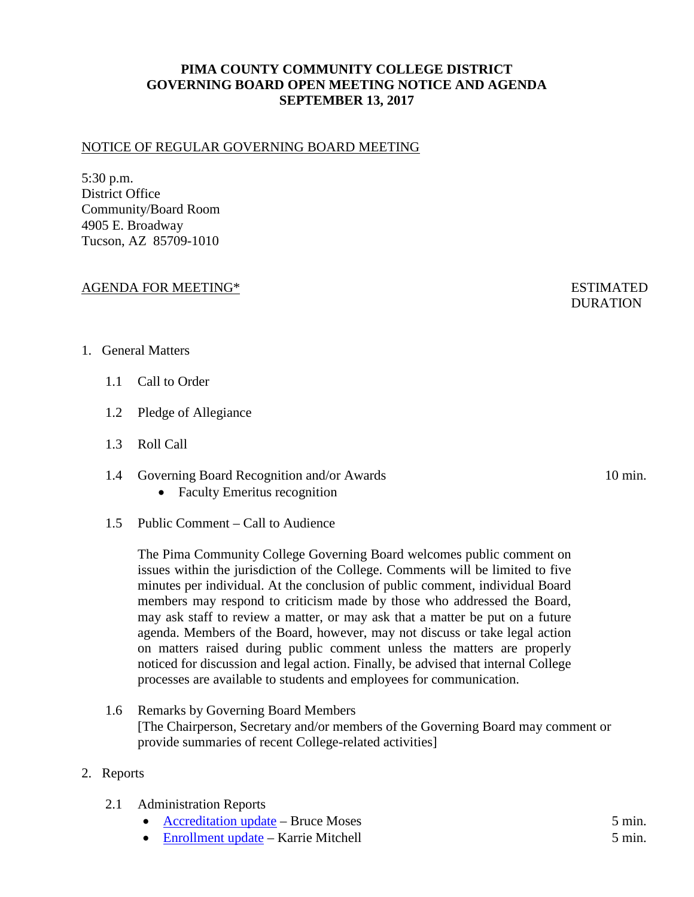# PIMA COUNTY COMMUNITY COLLEGE DISTRICT
# GOVERNING BOARD OPEN MEETING NOTICE AND AGENDA
# SEPTEMBER 13, 2017

NOTICE OF REGULAR GOVERNING BOARD MEETING

5:30 p.m.
District Office
Community/Board Room
4905 E. Broadway
Tucson, AZ 85709-1010

AGENDA FOR MEETING* — ESTIMATED DURATION

1. General Matters

    1.1 Call to Order

    1.2 Pledge of Allegiance

    1.3 Roll Call

    1.4 Governing Board Recognition and/or Awards — 10 min.
    - Faculty Emeritus recognition

    1.5 Public Comment – Call to Audience

    The Pima Community College Governing Board welcomes public comment on issues within the jurisdiction of the College. Comments will be limited to five minutes per individual. At the conclusion of public comment, individual Board members may respond to criticism made by those who addressed the Board, may ask staff to review a matter, or may ask that a matter be put on a future agenda. Members of the Board, however, may not discuss or take legal action on matters raised during public comment unless the matters are properly noticed for discussion and legal action. Finally, be advised that internal College processes are available to students and employees for communication.

    1.6 Remarks by Governing Board Members
    [The Chairperson, Secretary and/or members of the Governing Board may comment or provide summaries of recent College-related activities]

2. Reports

    2.1 Administration Reports
    - Accreditation update – Bruce Moses — 5 min.
    - Enrollment update – Karrie Mitchell — 5 min.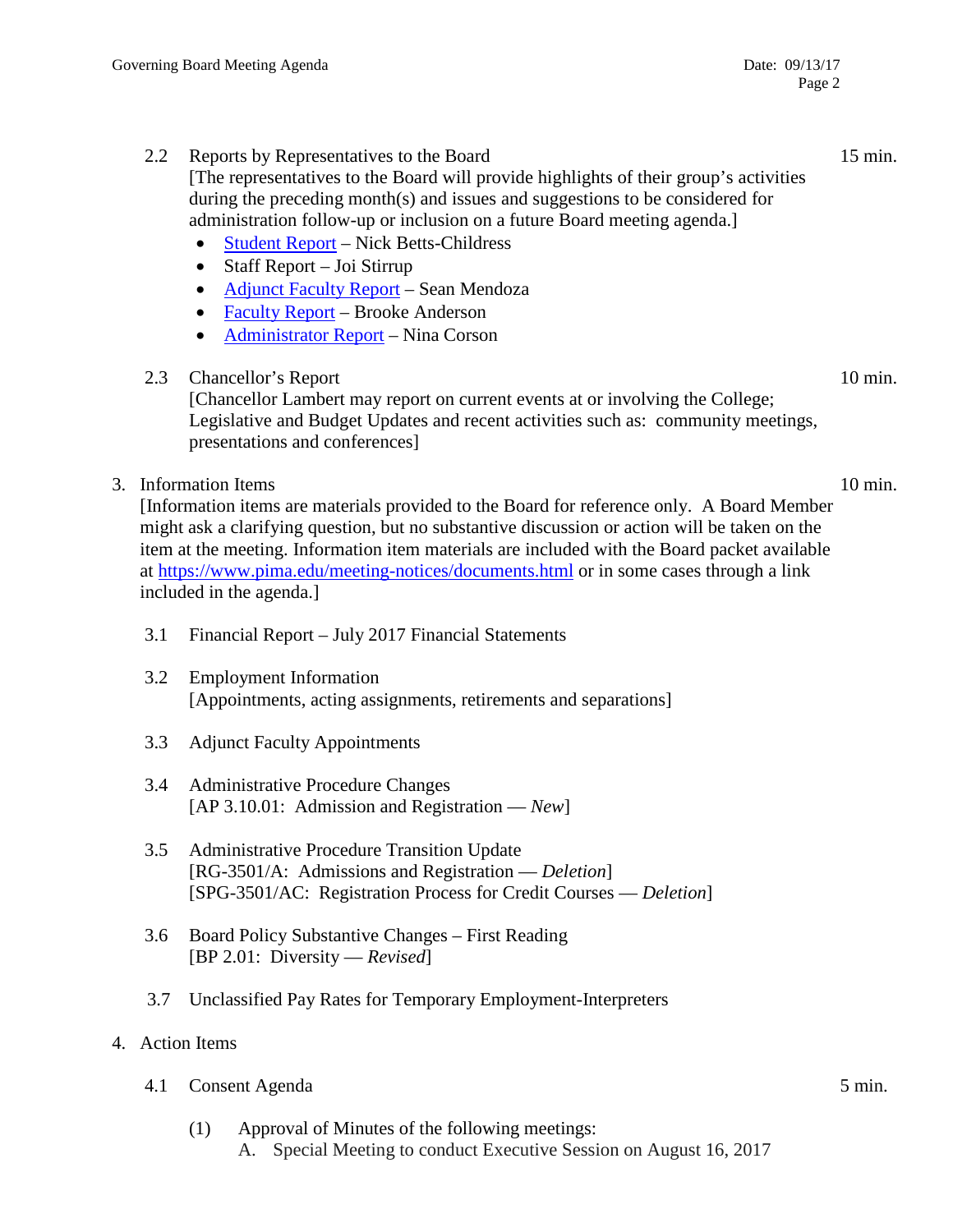2.2 Reports by Representatives to the Board — 15 min.

[The representatives to the Board will provide highlights of their group's activities during the preceding month(s) and issues and suggestions to be considered for administration follow-up or inclusion on a future Board meeting agenda.]

- Student Report – Nick Betts-Childress
- Staff Report – Joi Stirrup
- Adjunct Faculty Report – Sean Mendoza
- Faculty Report – Brooke Anderson
- Administrator Report – Nina Corson

2.3 Chancellor's Report — 10 min.

[Chancellor Lambert may report on current events at or involving the College; Legislative and Budget Updates and recent activities such as: community meetings, presentations and conferences]

3. Information Items — 10 min.

[Information items are materials provided to the Board for reference only. A Board Member might ask a clarifying question, but no substantive discussion or action will be taken on the item at the meeting. Information item materials are included with the Board packet available at https://www.pima.edu/meeting-notices/documents.html or in some cases through a link included in the agenda.]

3.1 Financial Report – July 2017 Financial Statements

3.2 Employment Information
[Appointments, acting assignments, retirements and separations]

3.3 Adjunct Faculty Appointments

3.4 Administrative Procedure Changes
[AP 3.10.01: Admission and Registration — *New*]

3.5 Administrative Procedure Transition Update
[RG-3501/A: Admissions and Registration — *Deletion*]
[SPG-3501/AC: Registration Process for Credit Courses — *Deletion*]

3.6 Board Policy Substantive Changes – First Reading
[BP 2.01: Diversity — *Revised*]

3.7 Unclassified Pay Rates for Temporary Employment-Interpreters

4. Action Items

4.1 Consent Agenda — 5 min.

(1) Approval of Minutes of the following meetings:
   A. Special Meeting to conduct Executive Session on August 16, 2017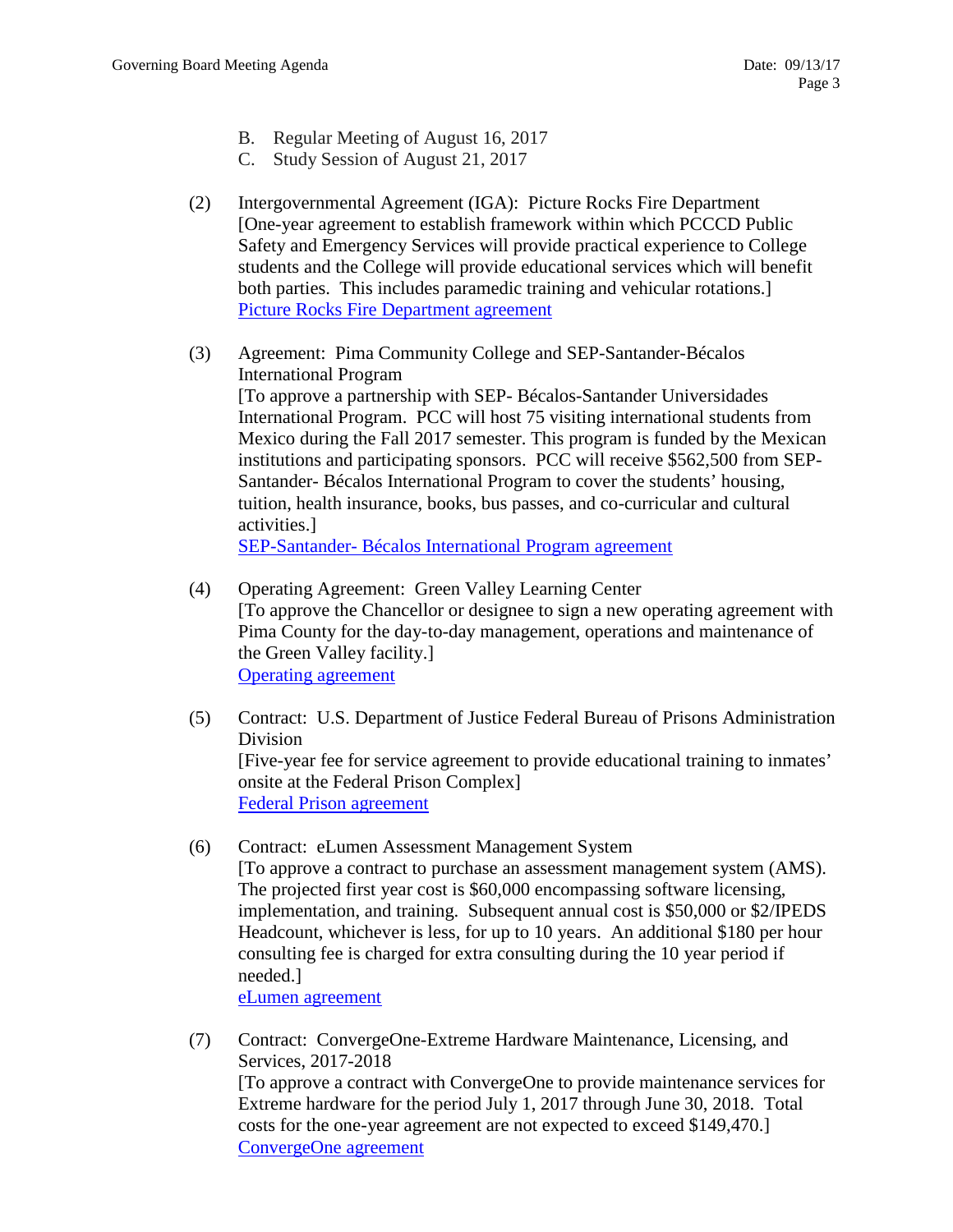B. Regular Meeting of August 16, 2017
C. Study Session of August 21, 2017

(2) Intergovernmental Agreement (IGA): Picture Rocks Fire Department
[One-year agreement to establish framework within which PCCCD Public Safety and Emergency Services will provide practical experience to College students and the College will provide educational services which will benefit both parties. This includes paramedic training and vehicular rotations.]
Picture Rocks Fire Department agreement

(3) Agreement: Pima Community College and SEP-Santander-Bécalos International Program
[To approve a partnership with SEP- Bécalos-Santander Universidades International Program. PCC will host 75 visiting international students from Mexico during the Fall 2017 semester. This program is funded by the Mexican institutions and participating sponsors. PCC will receive $562,500 from SEP-Santander- Bécalos International Program to cover the students' housing, tuition, health insurance, books, bus passes, and co-curricular and cultural activities.]
SEP-Santander- Bécalos International Program agreement

(4) Operating Agreement: Green Valley Learning Center
[To approve the Chancellor or designee to sign a new operating agreement with Pima County for the day-to-day management, operations and maintenance of the Green Valley facility.]
Operating agreement

(5) Contract: U.S. Department of Justice Federal Bureau of Prisons Administration Division
[Five-year fee for service agreement to provide educational training to inmates' onsite at the Federal Prison Complex]
Federal Prison agreement

(6) Contract: eLumen Assessment Management System
[To approve a contract to purchase an assessment management system (AMS). The projected first year cost is $60,000 encompassing software licensing, implementation, and training. Subsequent annual cost is $50,000 or $2/IPEDS Headcount, whichever is less, for up to 10 years. An additional $180 per hour consulting fee is charged for extra consulting during the 10 year period if needed.]
eLumen agreement

(7) Contract: ConvergeOne-Extreme Hardware Maintenance, Licensing, and Services, 2017-2018
[To approve a contract with ConvergeOne to provide maintenance services for Extreme hardware for the period July 1, 2017 through June 30, 2018. Total costs for the one-year agreement are not expected to exceed $149,470.]
ConvergeOne agreement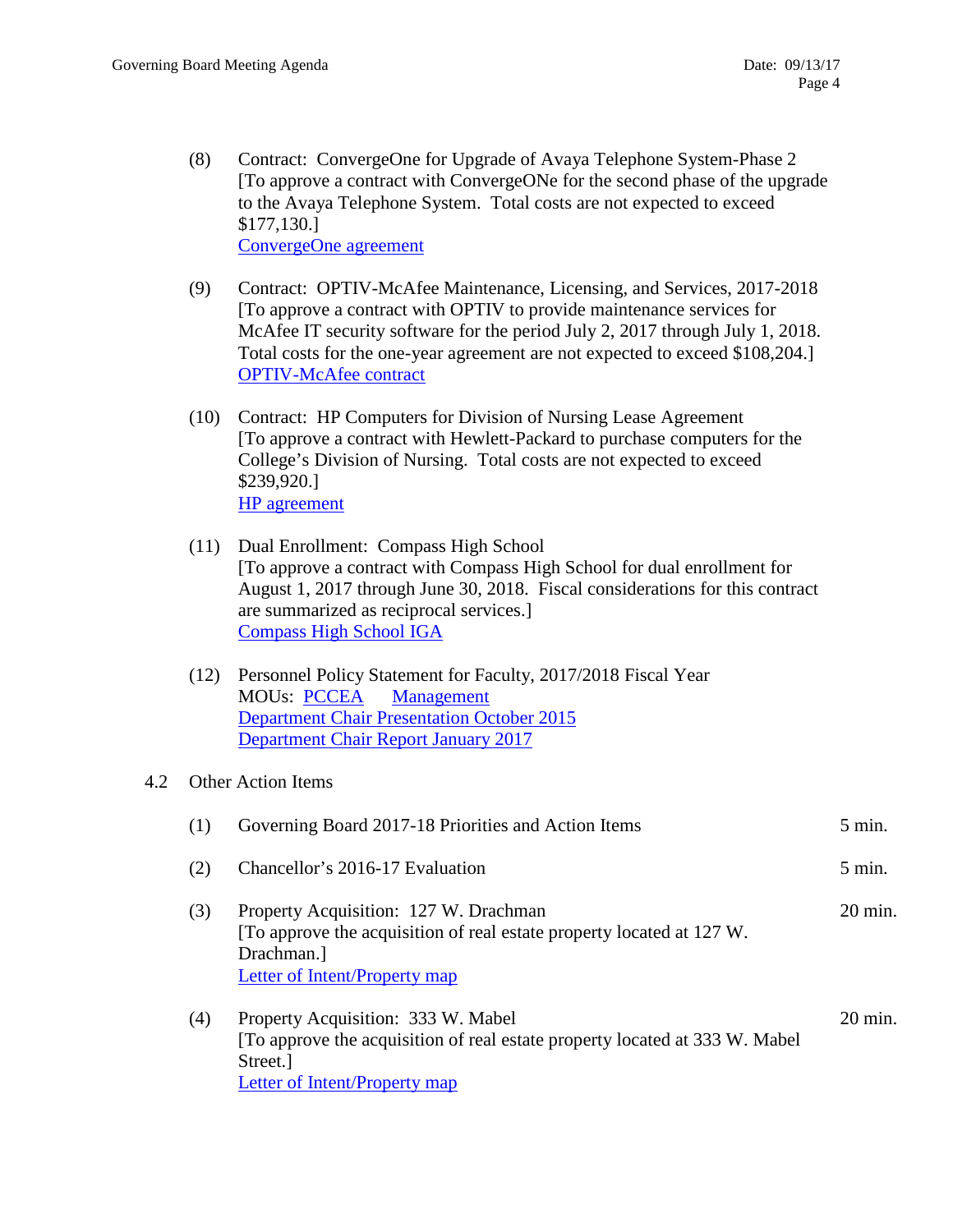(8) Contract: ConvergeOne for Upgrade of Avaya Telephone System-Phase 2
[To approve a contract with ConvergeONe for the second phase of the upgrade to the Avaya Telephone System. Total costs are not expected to exceed $177,130.]
ConvergeOne agreement

(9) Contract: OPTIV-McAfee Maintenance, Licensing, and Services, 2017-2018
[To approve a contract with OPTIV to provide maintenance services for McAfee IT security software for the period July 2, 2017 through July 1, 2018. Total costs for the one-year agreement are not expected to exceed $108,204.]
OPTIV-McAfee contract

(10) Contract: HP Computers for Division of Nursing Lease Agreement
[To approve a contract with Hewlett-Packard to purchase computers for the College's Division of Nursing. Total costs are not expected to exceed $239,920.]
HP agreement

(11) Dual Enrollment: Compass High School
[To approve a contract with Compass High School for dual enrollment for August 1, 2017 through June 30, 2018. Fiscal considerations for this contract are summarized as reciprocal services.]
Compass High School IGA

(12) Personnel Policy Statement for Faculty, 2017/2018 Fiscal Year
MOUs: PCCEA Management
Department Chair Presentation October 2015
Department Chair Report January 2017

4.2 Other Action Items

(1) Governing Board 2017-18 Priorities and Action Items — 5 min.

(2) Chancellor's 2016-17 Evaluation — 5 min.

(3) Property Acquisition: 127 W. Drachman — 20 min.
[To approve the acquisition of real estate property located at 127 W. Drachman.]
Letter of Intent/Property map

(4) Property Acquisition: 333 W. Mabel — 20 min.
[To approve the acquisition of real estate property located at 333 W. Mabel Street.]
Letter of Intent/Property map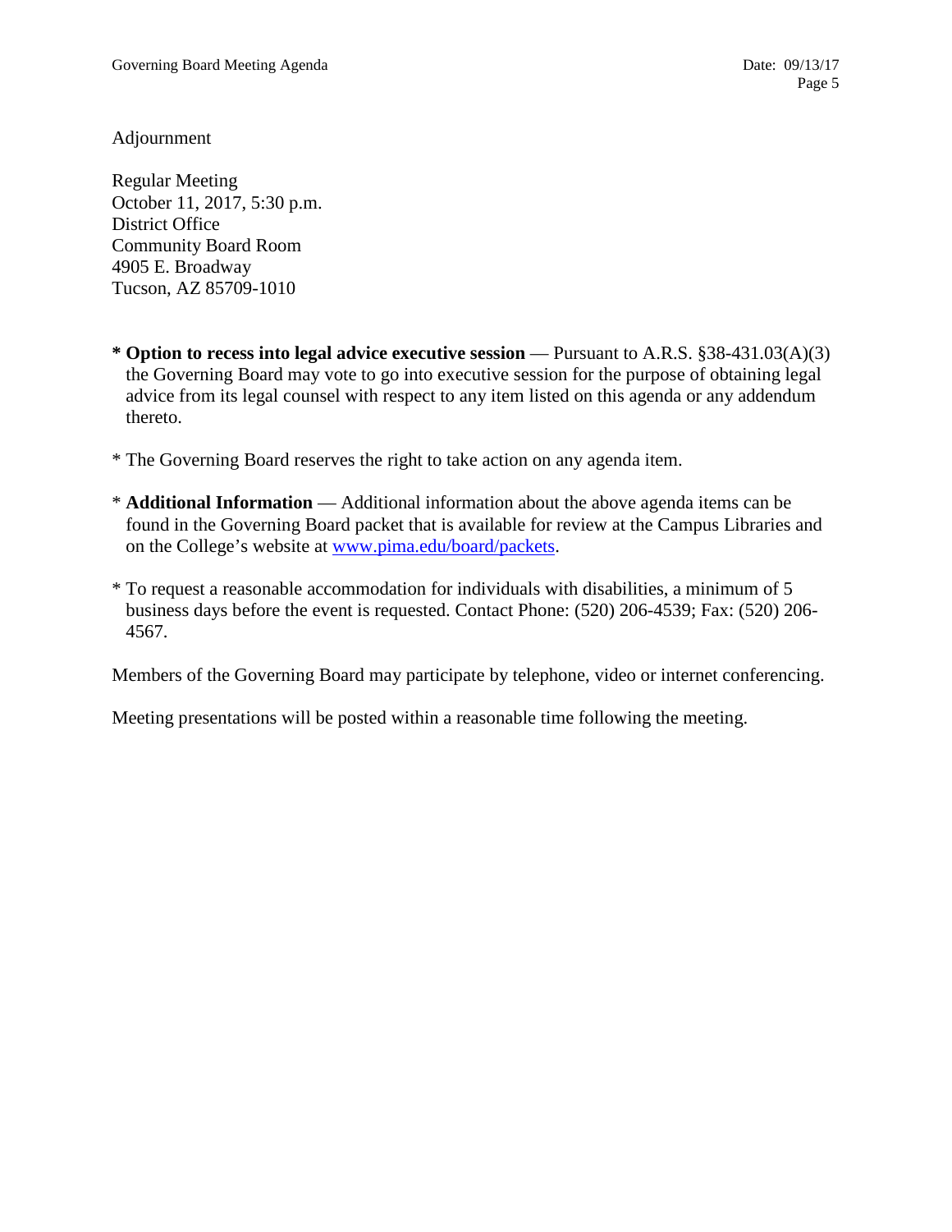Adjournment

Regular Meeting
October 11, 2017, 5:30 p.m.
District Office
Community Board Room
4905 E. Broadway
Tucson, AZ 85709-1010

* **Option to recess into legal advice executive session** — Pursuant to A.R.S. §38-431.03(A)(3) the Governing Board may vote to go into executive session for the purpose of obtaining legal advice from its legal counsel with respect to any item listed on this agenda or any addendum thereto.

* The Governing Board reserves the right to take action on any agenda item.

* **Additional Information** — Additional information about the above agenda items can be found in the Governing Board packet that is available for review at the Campus Libraries and on the College's website at [www.pima.edu/board/packets](http://www.pima.edu/board/packets).

* To request a reasonable accommodation for individuals with disabilities, a minimum of 5 business days before the event is requested. Contact Phone: (520) 206-4539; Fax: (520) 206-4567.

Members of the Governing Board may participate by telephone, video or internet conferencing.

Meeting presentations will be posted within a reasonable time following the meeting.